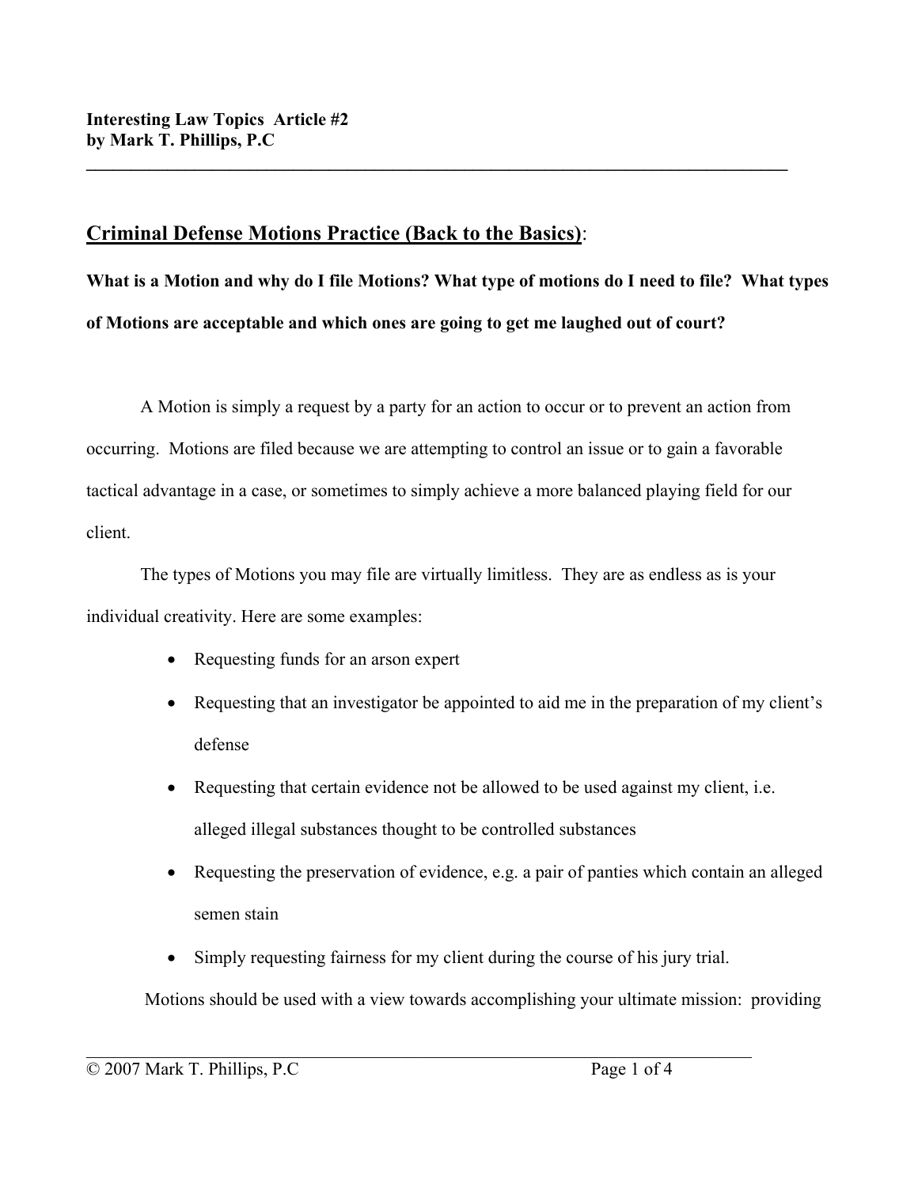**Interesting Law Topics Article #2**
**by Mark T. Phillips, P.C**

---

## Criminal Defense Motions Practice (Back to the Basics):

**What is a Motion and why do I file Motions? What type of motions do I need to file? What types of Motions are acceptable and which ones are going to get me laughed out of court?**

A Motion is simply a request by a party for an action to occur or to prevent an action from occurring. Motions are filed because we are attempting to control an issue or to gain a favorable tactical advantage in a case, or sometimes to simply achieve a more balanced playing field for our client.

The types of Motions you may file are virtually limitless. They are as endless as is your individual creativity. Here are some examples:

- Requesting funds for an arson expert
- Requesting that an investigator be appointed to aid me in the preparation of my client's defense
- Requesting that certain evidence not be allowed to be used against my client, i.e. alleged illegal substances thought to be controlled substances
- Requesting the preservation of evidence, e.g. a pair of panties which contain an alleged semen stain
- Simply requesting fairness for my client during the course of his jury trial.

Motions should be used with a view towards accomplishing your ultimate mission: providing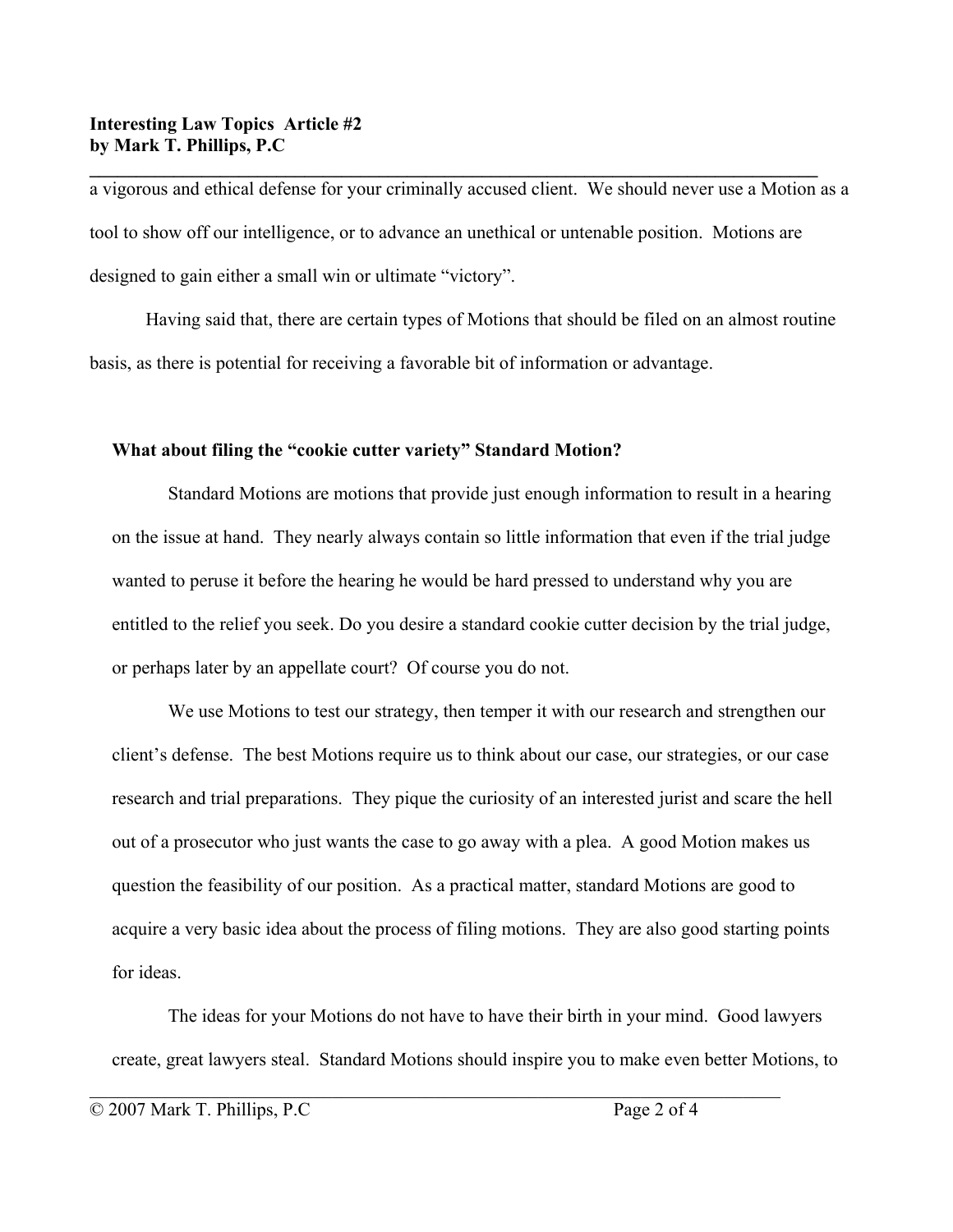a vigorous and ethical defense for your criminally accused client. We should never use a Motion as a tool to show off our intelligence, or to advance an unethical or untenable position. Motions are designed to gain either a small win or ultimate "victory".

Having said that, there are certain types of Motions that should be filed on an almost routine basis, as there is potential for receiving a favorable bit of information or advantage.

### What about filing the "cookie cutter variety" Standard Motion?

Standard Motions are motions that provide just enough information to result in a hearing on the issue at hand. They nearly always contain so little information that even if the trial judge wanted to peruse it before the hearing he would be hard pressed to understand why you are entitled to the relief you seek. Do you desire a standard cookie cutter decision by the trial judge, or perhaps later by an appellate court? Of course you do not.

We use Motions to test our strategy, then temper it with our research and strengthen our client's defense. The best Motions require us to think about our case, our strategies, or our case research and trial preparations. They pique the curiosity of an interested jurist and scare the hell out of a prosecutor who just wants the case to go away with a plea. A good Motion makes us question the feasibility of our position. As a practical matter, standard Motions are good to acquire a very basic idea about the process of filing motions. They are also good starting points for ideas.

The ideas for your Motions do not have to have their birth in your mind. Good lawyers create, great lawyers steal. Standard Motions should inspire you to make even better Motions, to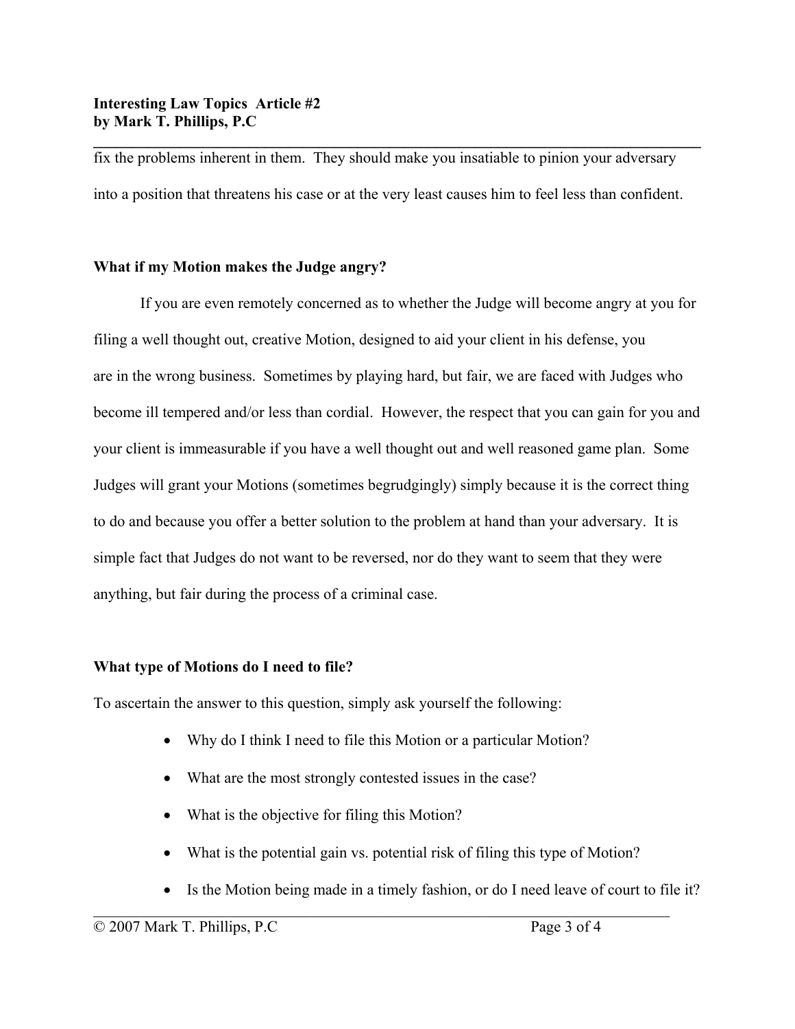fix the problems inherent in them. They should make you insatiable to pinion your adversary into a position that threatens his case or at the very least causes him to feel less than confident.

### What if my Motion makes the Judge angry?

If you are even remotely concerned as to whether the Judge will become angry at you for filing a well thought out, creative Motion, designed to aid your client in his defense, you are in the wrong business. Sometimes by playing hard, but fair, we are faced with Judges who become ill tempered and/or less than cordial. However, the respect that you can gain for you and your client is immeasurable if you have a well thought out and well reasoned game plan. Some Judges will grant your Motions (sometimes begrudgingly) simply because it is the correct thing to do and because you offer a better solution to the problem at hand than your adversary. It is simple fact that Judges do not want to be reversed, nor do they want to seem that they were anything, but fair during the process of a criminal case.

### What type of Motions do I need to file?

To ascertain the answer to this question, simply ask yourself the following:

- Why do I think I need to file this Motion or a particular Motion?
- What are the most strongly contested issues in the case?
- What is the objective for filing this Motion?
- What is the potential gain vs. potential risk of filing this type of Motion?
- Is the Motion being made in a timely fashion, or do I need leave of court to file it?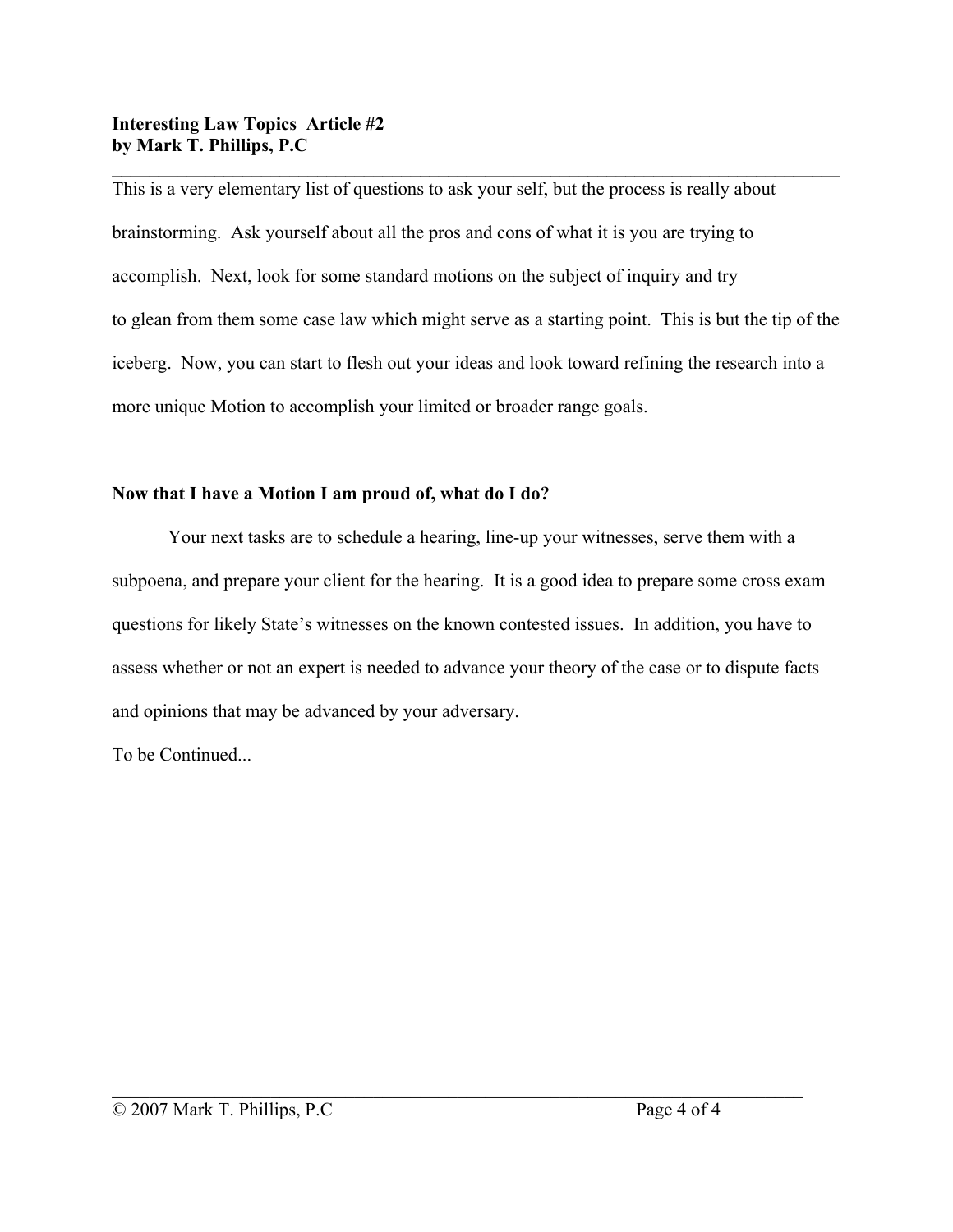This is a very elementary list of questions to ask your self, but the process is really about brainstorming. Ask yourself about all the pros and cons of what it is you are trying to accomplish. Next, look for some standard motions on the subject of inquiry and try to glean from them some case law which might serve as a starting point. This is but the tip of the iceberg. Now, you can start to flesh out your ideas and look toward refining the research into a more unique Motion to accomplish your limited or broader range goals.

**Now that I have a Motion I am proud of, what do I do?**

Your next tasks are to schedule a hearing, line-up your witnesses, serve them with a subpoena, and prepare your client for the hearing. It is a good idea to prepare some cross exam questions for likely State's witnesses on the known contested issues. In addition, you have to assess whether or not an expert is needed to advance your theory of the case or to dispute facts and opinions that may be advanced by your adversary.

To be Continued...